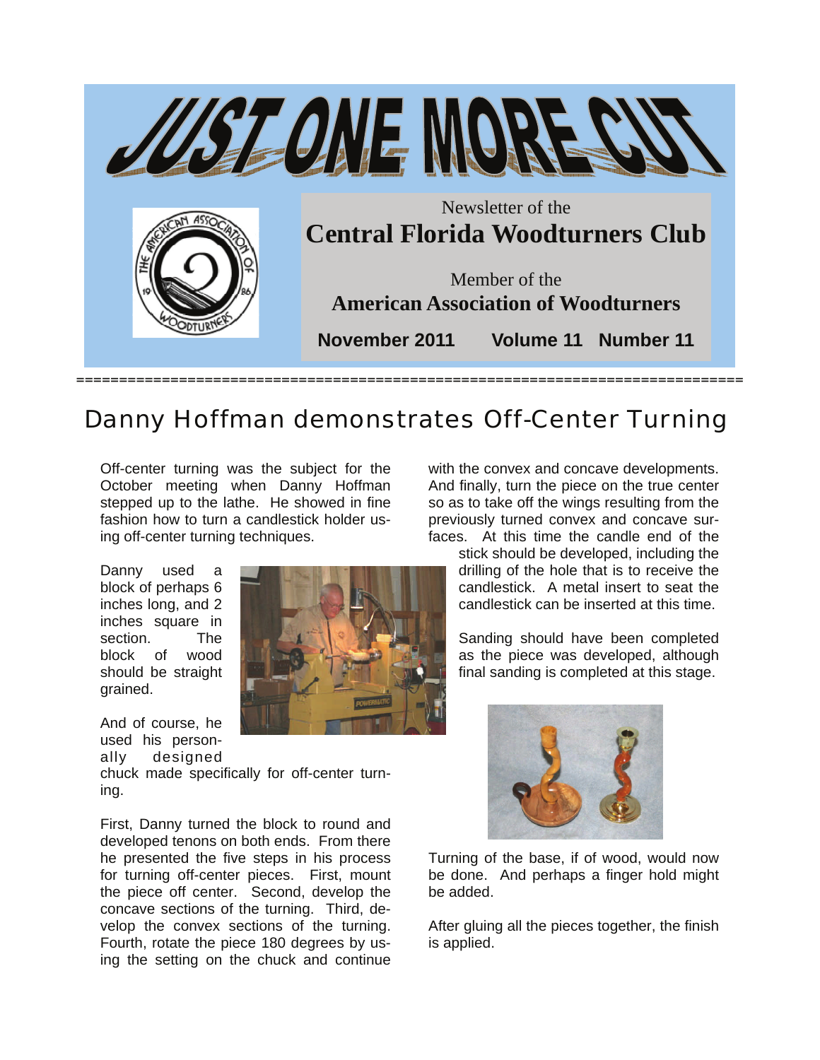# JUST ONE MORE CUT

Newsletter of the
**Central Florida Woodturners Club**

Member of the
**American Association of Woodturners**

**November 2011 Volume 11 Number 11**

## Danny Hoffman demonstrates Off-Center Turning

Off-center turning was the subject for the October meeting when Danny Hoffman stepped up to the lathe. He showed in fine fashion how to turn a candlestick holder using off-center turning techniques.

Danny used a block of perhaps 6 inches long, and 2 inches square in section. The block of wood should be straight grained.

And of course, he used his personally designed chuck made specifically for off-center turning.

First, Danny turned the block to round and developed tenons on both ends. From there he presented the five steps in his process for turning off-center pieces. First, mount the piece off center. Second, develop the concave sections of the turning. Third, develop the convex sections of the turning. Fourth, rotate the piece 180 degrees by using the setting on the chuck and continue with the convex and concave developments. And finally, turn the piece on the true center so as to take off the wings resulting from the previously turned convex and concave surfaces. At this time the candle end of the stick should be developed, including the drilling of the hole that is to receive the candlestick. A metal insert to seat the candlestick can be inserted at this time.

Sanding should have been completed as the piece was developed, although final sanding is completed at this stage.

Turning of the base, if of wood, would now be done. And perhaps a finger hold might be added.

After gluing all the pieces together, the finish is applied.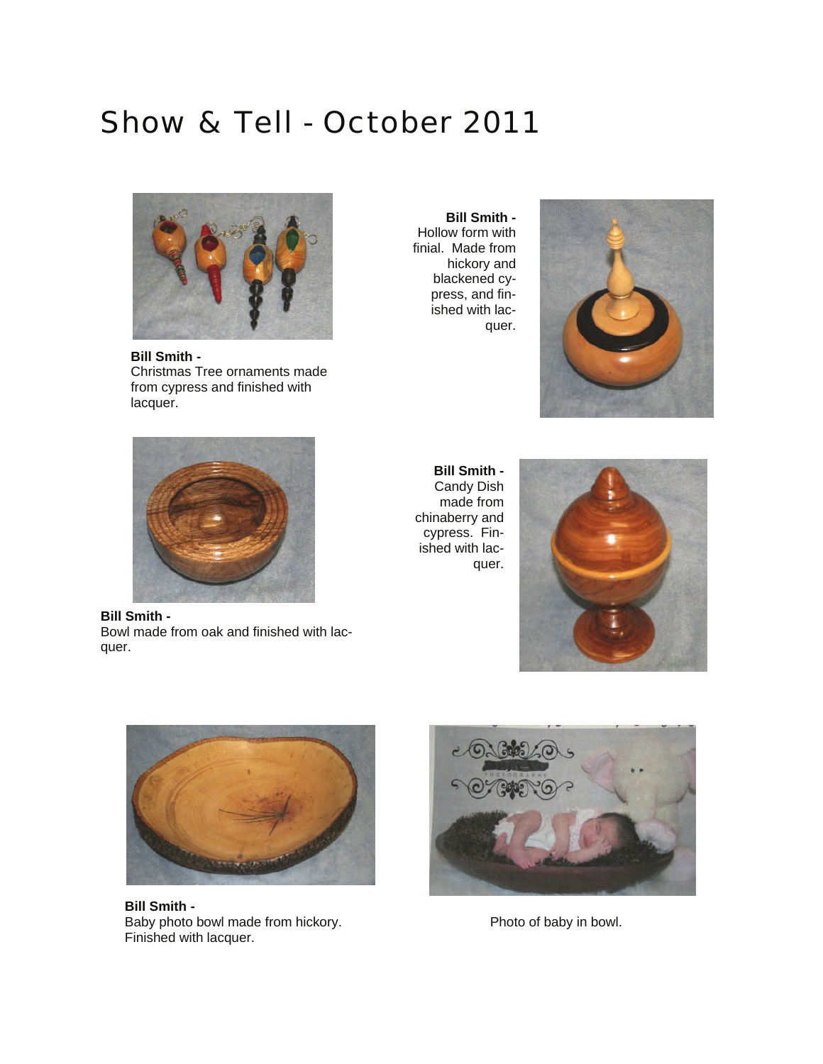# Show & Tell - October 2011

**Bill Smith -**
Christmas Tree ornaments made from cypress and finished with lacquer.

**Bill Smith -**
Hollow form with finial. Made from hickory and blackened cypress, and finished with lacquer.

**Bill Smith -**
Bowl made from oak and finished with lacquer.

**Bill Smith -**
Candy Dish made from chinaberry and cypress. Finished with lacquer.

**Bill Smith -**
Baby photo bowl made from hickory. Finished with lacquer.

Photo of baby in bowl.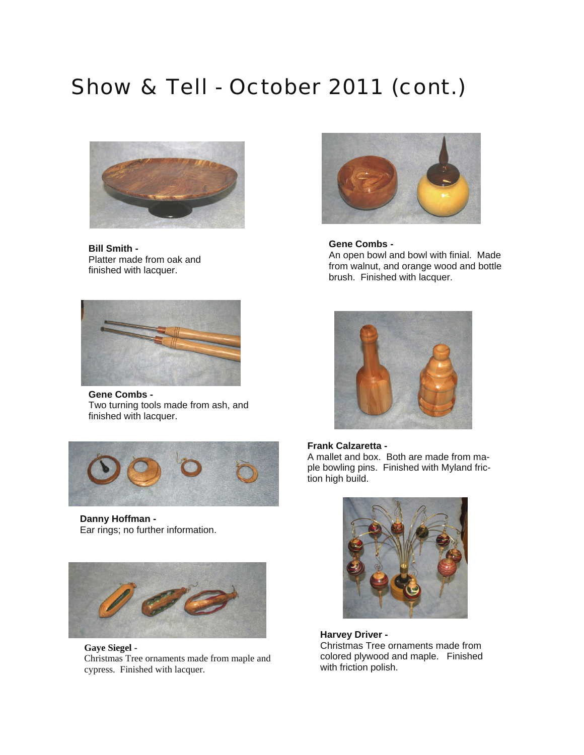# Show & Tell - October 2011 (cont.)

**Bill Smith -**
Platter made from oak and finished with lacquer.

**Gene Combs -**
An open bowl and bowl with finial. Made from walnut, and orange wood and bottle brush. Finished with lacquer.

**Gene Combs -**
Two turning tools made from ash, and finished with lacquer.

**Frank Calzaretta -**
A mallet and box. Both are made from maple bowling pins. Finished with Myland friction high build.

**Danny Hoffman -**
Ear rings; no further information.

**Gaye Siegel -**
Christmas Tree ornaments made from maple and cypress. Finished with lacquer.

**Harvey Driver -**
Christmas Tree ornaments made from colored plywood and maple. Finished with friction polish.